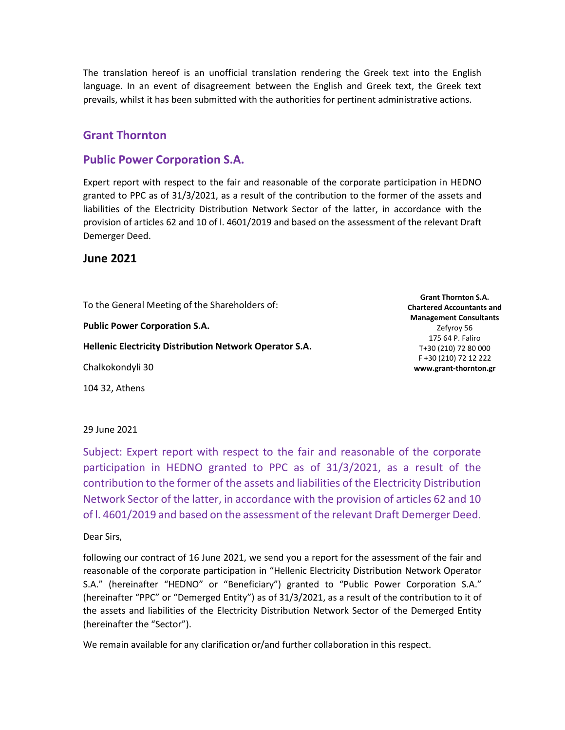The translation hereof is an unofficial translation rendering the Greek text into the English language. In an event of disagreement between the English and Greek text, the Greek text prevails, whilst it has been submitted with the authorities for pertinent administrative actions.

## Grant Thornton

## Public Power Corporation S.A.

Expert report with respect to the fair and reasonable of the corporate participation in HEDNO granted to PPC as of 31/3/2021, as a result of the contribution to the former of the assets and liabilities of the Electricity Distribution Network Sector of the latter, in accordance with the provision of articles 62 and 10 of l. 4601/2019 and based on the assessment of the relevant Draft Demerger Deed.

## June 2021

To the General Meeting of the Shareholders of:

**Public Power Corporation S.A.**

**Hellenic Electricity Distribution Network Operator S.A.**

Chalkokondyli 30

104 32, Athens

**Grant Thornton S.A.**
**Chartered Accountants and Management Consultants**
Zefyroy 56
175 64 P. Faliro
T+30 (210) 72 80 000
F +30 (210) 72 12 222
**www.grant-thornton.gr**

29 June 2021

Subject: Expert report with respect to the fair and reasonable of the corporate participation in HEDNO granted to PPC as of 31/3/2021, as a result of the contribution to the former of the assets and liabilities of the Electricity Distribution Network Sector of the latter, in accordance with the provision of articles 62 and 10 of l. 4601/2019 and based on the assessment of the relevant Draft Demerger Deed.

Dear Sirs,

following our contract of 16 June 2021, we send you a report for the assessment of the fair and reasonable of the corporate participation in "Hellenic Electricity Distribution Network Operator S.A." (hereinafter "HEDNO" or "Beneficiary") granted to "Public Power Corporation S.A." (hereinafter "PPC" or "Demerged Entity") as of 31/3/2021, as a result of the contribution to it of the assets and liabilities of the Electricity Distribution Network Sector of the Demerged Entity (hereinafter the "Sector").

We remain available for any clarification or/and further collaboration in this respect.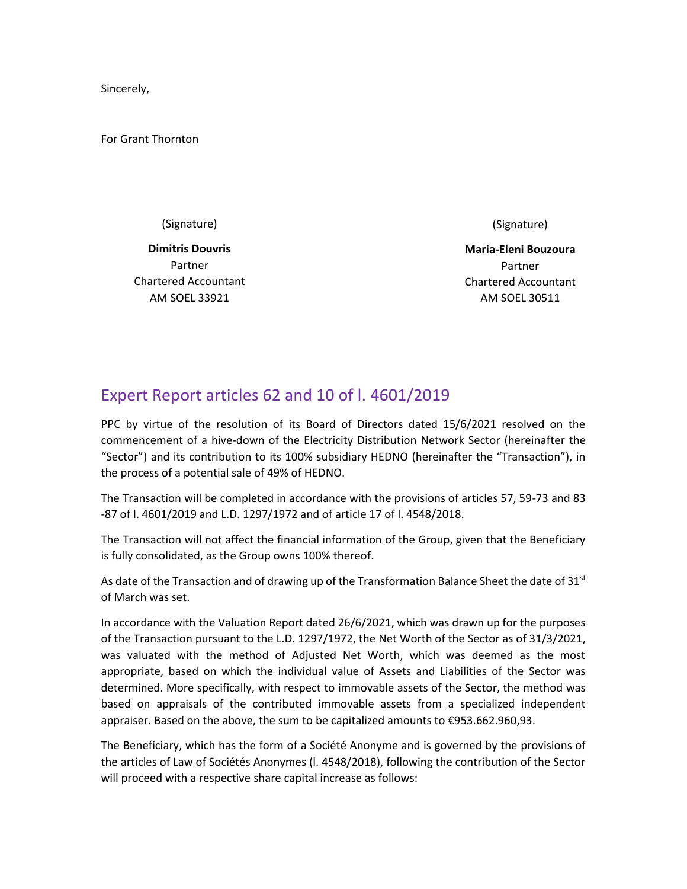Sincerely,

For Grant Thornton

| (Signature) | (Signature) |
|---|---|
| **Dimitris Douvris** | **Maria-Eleni Bouzoura** |
| Partner | Partner |
| Chartered Accountant | Chartered Accountant |
| AM SOEL 33921 | AM SOEL 30511 |

## Expert Report articles 62 and 10 of l. 4601/2019

PPC by virtue of the resolution of its Board of Directors dated 15/6/2021 resolved on the commencement of a hive-down of the Electricity Distribution Network Sector (hereinafter the "Sector") and its contribution to its 100% subsidiary HEDNO (hereinafter the "Transaction"), in the process of a potential sale of 49% of HEDNO.

The Transaction will be completed in accordance with the provisions of articles 57, 59-73 and 83 -87 of l. 4601/2019 and L.D. 1297/1972 and of article 17 of l. 4548/2018.

The Transaction will not affect the financial information of the Group, given that the Beneficiary is fully consolidated, as the Group owns 100% thereof.

As date of the Transaction and of drawing up of the Transformation Balance Sheet the date of 31st of March was set.

In accordance with the Valuation Report dated 26/6/2021, which was drawn up for the purposes of the Transaction pursuant to the L.D. 1297/1972, the Net Worth of the Sector as of 31/3/2021, was valuated with the method of Adjusted Net Worth, which was deemed as the most appropriate, based on which the individual value of Assets and Liabilities of the Sector was determined. More specifically, with respect to immovable assets of the Sector, the method was based on appraisals of the contributed immovable assets from a specialized independent appraiser. Based on the above, the sum to be capitalized amounts to €953.662.960,93.

The Beneficiary, which has the form of a Société Anonyme and is governed by the provisions of the articles of Law of Sociétés Anonymes (l. 4548/2018), following the contribution of the Sector will proceed with a respective share capital increase as follows: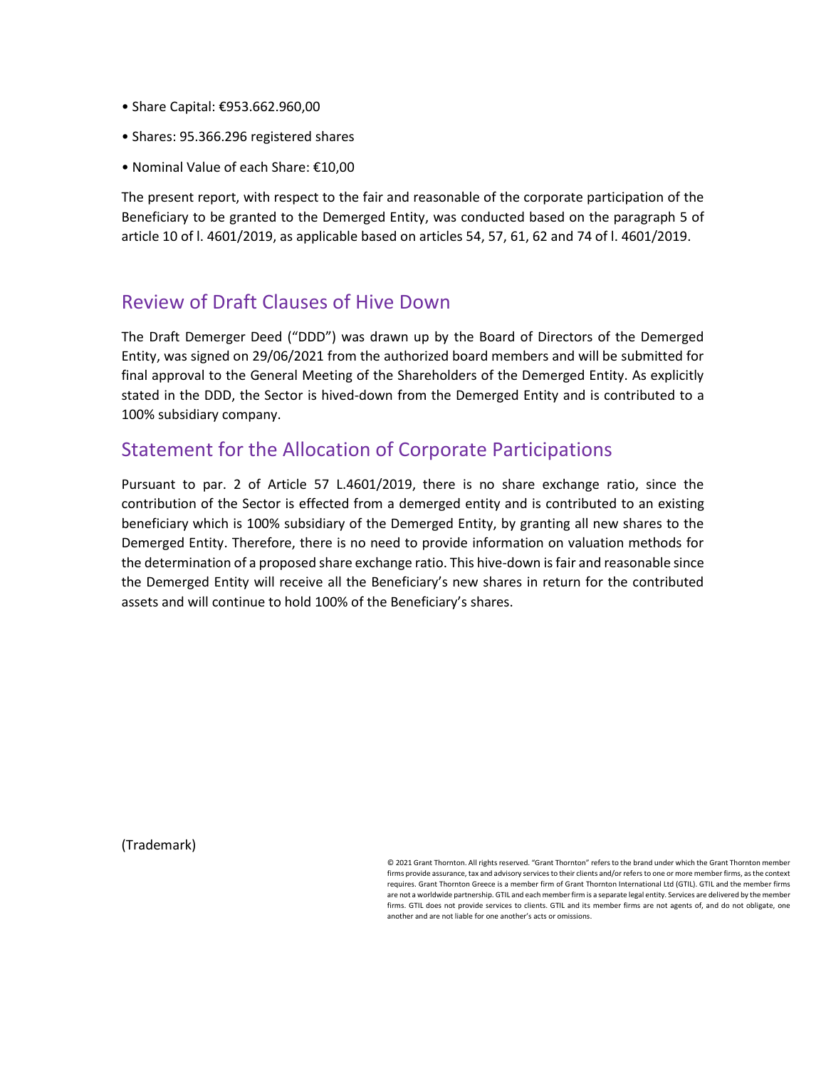- Share Capital: €953.662.960,00
- Shares: 95.366.296 registered shares
- Nominal Value of each Share: €10,00

The present report, with respect to the fair and reasonable of the corporate participation of the Beneficiary to be granted to the Demerged Entity, was conducted based on the paragraph 5 of article 10 of l. 4601/2019, as applicable based on articles 54, 57, 61, 62 and 74 of l. 4601/2019.

## Review of Draft Clauses of Hive Down

The Draft Demerger Deed ("DDD") was drawn up by the Board of Directors of the Demerged Entity, was signed on 29/06/2021 from the authorized board members and will be submitted for final approval to the General Meeting of the Shareholders of the Demerged Entity. As explicitly stated in the DDD, the Sector is hived-down from the Demerged Entity and is contributed to a 100% subsidiary company.

## Statement for the Allocation of Corporate Participations

Pursuant to par. 2 of Article 57 L.4601/2019, there is no share exchange ratio, since the contribution of the Sector is effected from a demerged entity and is contributed to an existing beneficiary which is 100% subsidiary of the Demerged Entity, by granting all new shares to the Demerged Entity. Therefore, there is no need to provide information on valuation methods for the determination of a proposed share exchange ratio. This hive-down is fair and reasonable since the Demerged Entity will receive all the Beneficiary's new shares in return for the contributed assets and will continue to hold 100% of the Beneficiary's shares.

(Trademark)

© 2021 Grant Thornton. All rights reserved. "Grant Thornton" refers to the brand under which the Grant Thornton member firms provide assurance, tax and advisory services to their clients and/or refers to one or more member firms, as the context requires. Grant Thornton Greece is a member firm of Grant Thornton International Ltd (GTIL). GTIL and the member firms are not a worldwide partnership. GTIL and each member firm is a separate legal entity. Services are delivered by the member firms. GTIL does not provide services to clients. GTIL and its member firms are not agents of, and do not obligate, one another and are not liable for one another's acts or omissions.